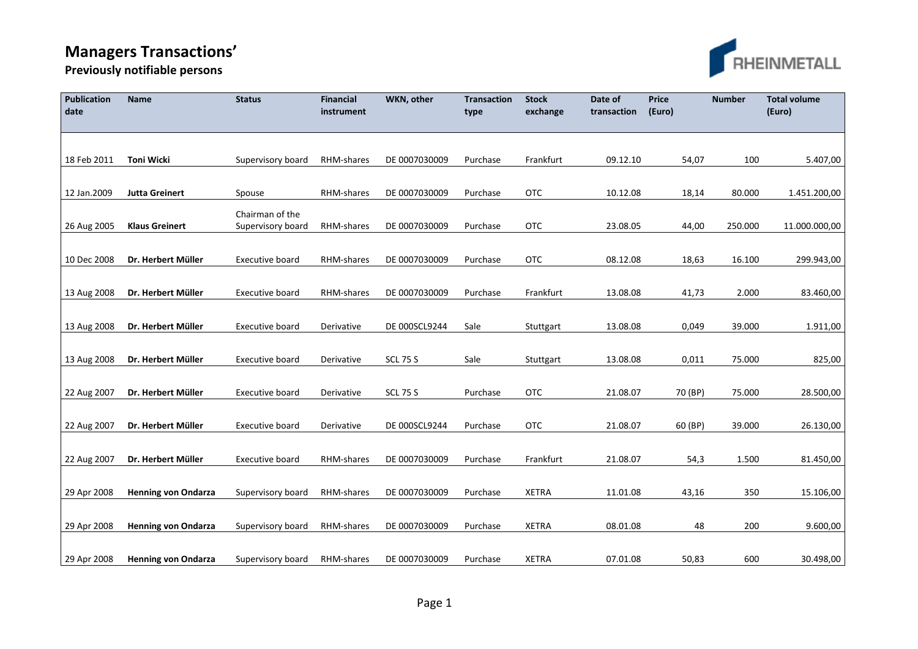# Managers Transactions'

## Previously notifiable persons

| Publication date | Name | Status | Financial instrument | WKN, other | Transaction type | Stock exchange | Date of transaction | Price (Euro) | Number | Total volume (Euro) |
|---|---|---|---|---|---|---|---|---|---|---|
| 18 Feb 2011 | **Toni Wicki** | Supervisory board | RHM-shares | DE 0007030009 | Purchase | Frankfurt | 09.12.10 | 54,07 | 100 | 5.407,00 |
| 12 Jan.2009 | **Jutta Greinert** | Spouse | RHM-shares | DE 0007030009 | Purchase | OTC | 10.12.08 | 18,14 | 80.000 | 1.451.200,00 |
| 26 Aug 2005 | **Klaus Greinert** | Chairman of the Supervisory board | RHM-shares | DE 0007030009 | Purchase | OTC | 23.08.05 | 44,00 | 250.000 | 11.000.000,00 |
| 10 Dec 2008 | **Dr. Herbert Müller** | Executive board | RHM-shares | DE 0007030009 | Purchase | OTC | 08.12.08 | 18,63 | 16.100 | 299.943,00 |
| 13 Aug 2008 | **Dr. Herbert Müller** | Executive board | RHM-shares | DE 0007030009 | Purchase | Frankfurt | 13.08.08 | 41,73 | 2.000 | 83.460,00 |
| 13 Aug 2008 | **Dr. Herbert Müller** | Executive board | Derivative | DE 000SCL9244 | Sale | Stuttgart | 13.08.08 | 0,049 | 39.000 | 1.911,00 |
| 13 Aug 2008 | **Dr. Herbert Müller** | Executive board | Derivative | SCL 75 S | Sale | Stuttgart | 13.08.08 | 0,011 | 75.000 | 825,00 |
| 22 Aug 2007 | **Dr. Herbert Müller** | Executive board | Derivative | SCL 75 S | Purchase | OTC | 21.08.07 | 70 (BP) | 75.000 | 28.500,00 |
| 22 Aug 2007 | **Dr. Herbert Müller** | Executive board | Derivative | DE 000SCL9244 | Purchase | OTC | 21.08.07 | 60 (BP) | 39.000 | 26.130,00 |
| 22 Aug 2007 | **Dr. Herbert Müller** | Executive board | RHM-shares | DE 0007030009 | Purchase | Frankfurt | 21.08.07 | 54,3 | 1.500 | 81.450,00 |
| 29 Apr 2008 | **Henning von Ondarza** | Supervisory board | RHM-shares | DE 0007030009 | Purchase | XETRA | 11.01.08 | 43,16 | 350 | 15.106,00 |
| 29 Apr 2008 | **Henning von Ondarza** | Supervisory board | RHM-shares | DE 0007030009 | Purchase | XETRA | 08.01.08 | 48 | 200 | 9.600,00 |
| 29 Apr 2008 | **Henning von Ondarza** | Supervisory board | RHM-shares | DE 0007030009 | Purchase | XETRA | 07.01.08 | 50,83 | 600 | 30.498,00 |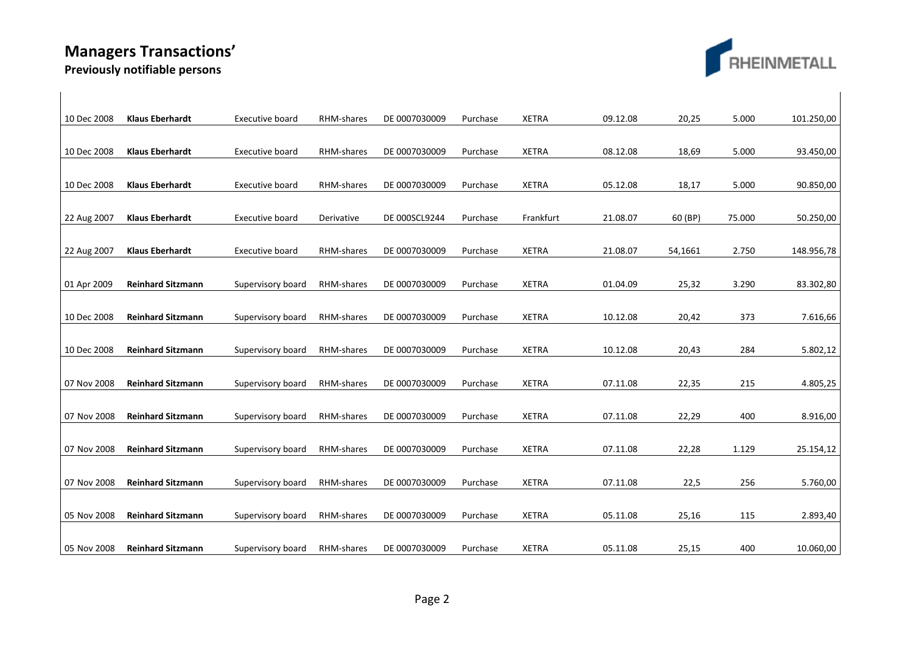# Managers Transactions'

## Previously notifiable persons

| | | | | | | | | | | |
|---|---|---|---|---|---|---|---|---|---|---|
| 10 Dec 2008 | **Klaus Eberhardt** | Executive board | RHM-shares | DE 0007030009 | Purchase | XETRA | 09.12.08 | 20,25 | 5.000 | 101.250,00 |
| 10 Dec 2008 | **Klaus Eberhardt** | Executive board | RHM-shares | DE 0007030009 | Purchase | XETRA | 08.12.08 | 18,69 | 5.000 | 93.450,00 |
| 10 Dec 2008 | **Klaus Eberhardt** | Executive board | RHM-shares | DE 0007030009 | Purchase | XETRA | 05.12.08 | 18,17 | 5.000 | 90.850,00 |
| 22 Aug 2007 | **Klaus Eberhardt** | Executive board | Derivative | DE 000SCL9244 | Purchase | Frankfurt | 21.08.07 | 60 (BP) | 75.000 | 50.250,00 |
| 22 Aug 2007 | **Klaus Eberhardt** | Executive board | RHM-shares | DE 0007030009 | Purchase | XETRA | 21.08.07 | 54,1661 | 2.750 | 148.956,78 |
| 01 Apr 2009 | **Reinhard Sitzmann** | Supervisory board | RHM-shares | DE 0007030009 | Purchase | XETRA | 01.04.09 | 25,32 | 3.290 | 83.302,80 |
| 10 Dec 2008 | **Reinhard Sitzmann** | Supervisory board | RHM-shares | DE 0007030009 | Purchase | XETRA | 10.12.08 | 20,42 | 373 | 7.616,66 |
| 10 Dec 2008 | **Reinhard Sitzmann** | Supervisory board | RHM-shares | DE 0007030009 | Purchase | XETRA | 10.12.08 | 20,43 | 284 | 5.802,12 |
| 07 Nov 2008 | **Reinhard Sitzmann** | Supervisory board | RHM-shares | DE 0007030009 | Purchase | XETRA | 07.11.08 | 22,35 | 215 | 4.805,25 |
| 07 Nov 2008 | **Reinhard Sitzmann** | Supervisory board | RHM-shares | DE 0007030009 | Purchase | XETRA | 07.11.08 | 22,29 | 400 | 8.916,00 |
| 07 Nov 2008 | **Reinhard Sitzmann** | Supervisory board | RHM-shares | DE 0007030009 | Purchase | XETRA | 07.11.08 | 22,28 | 1.129 | 25.154,12 |
| 07 Nov 2008 | **Reinhard Sitzmann** | Supervisory board | RHM-shares | DE 0007030009 | Purchase | XETRA | 07.11.08 | 22,5 | 256 | 5.760,00 |
| 05 Nov 2008 | **Reinhard Sitzmann** | Supervisory board | RHM-shares | DE 0007030009 | Purchase | XETRA | 05.11.08 | 25,16 | 115 | 2.893,40 |
| 05 Nov 2008 | **Reinhard Sitzmann** | Supervisory board | RHM-shares | DE 0007030009 | Purchase | XETRA | 05.11.08 | 25,15 | 400 | 10.060,00 |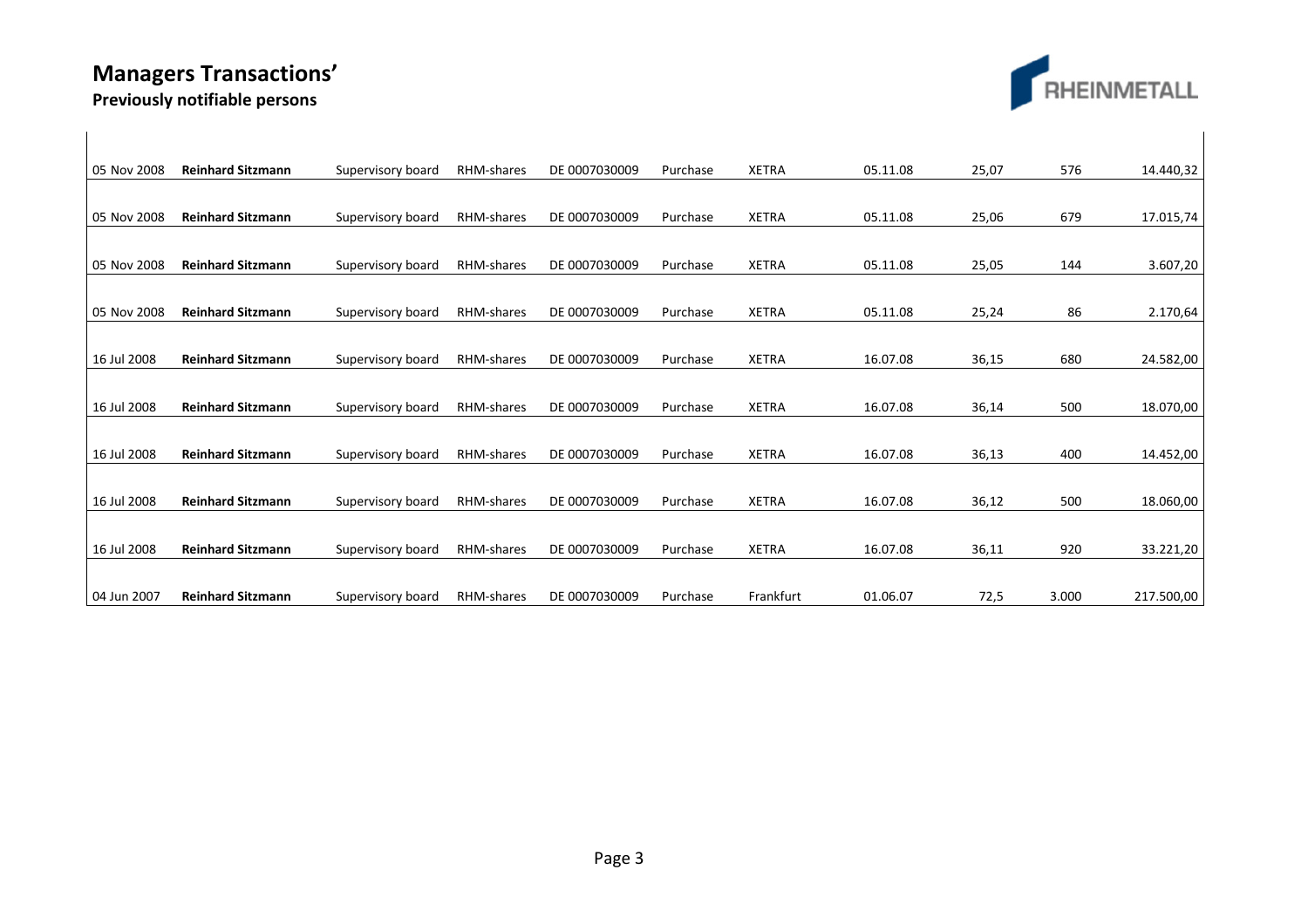# Managers Transactions'

## Previously notifiable persons

| | | | | | | | | | | |
|---|---|---|---|---|---|---|---|---|---|---|
| 05 Nov 2008 | **Reinhard Sitzmann** | Supervisory board | RHM-shares | DE 0007030009 | Purchase | XETRA | 05.11.08 | 25,07 | 576 | 14.440,32 |
| 05 Nov 2008 | **Reinhard Sitzmann** | Supervisory board | RHM-shares | DE 0007030009 | Purchase | XETRA | 05.11.08 | 25,06 | 679 | 17.015,74 |
| 05 Nov 2008 | **Reinhard Sitzmann** | Supervisory board | RHM-shares | DE 0007030009 | Purchase | XETRA | 05.11.08 | 25,05 | 144 | 3.607,20 |
| 05 Nov 2008 | **Reinhard Sitzmann** | Supervisory board | RHM-shares | DE 0007030009 | Purchase | XETRA | 05.11.08 | 25,24 | 86 | 2.170,64 |
| 16 Jul 2008 | **Reinhard Sitzmann** | Supervisory board | RHM-shares | DE 0007030009 | Purchase | XETRA | 16.07.08 | 36,15 | 680 | 24.582,00 |
| 16 Jul 2008 | **Reinhard Sitzmann** | Supervisory board | RHM-shares | DE 0007030009 | Purchase | XETRA | 16.07.08 | 36,14 | 500 | 18.070,00 |
| 16 Jul 2008 | **Reinhard Sitzmann** | Supervisory board | RHM-shares | DE 0007030009 | Purchase | XETRA | 16.07.08 | 36,13 | 400 | 14.452,00 |
| 16 Jul 2008 | **Reinhard Sitzmann** | Supervisory board | RHM-shares | DE 0007030009 | Purchase | XETRA | 16.07.08 | 36,12 | 500 | 18.060,00 |
| 16 Jul 2008 | **Reinhard Sitzmann** | Supervisory board | RHM-shares | DE 0007030009 | Purchase | XETRA | 16.07.08 | 36,11 | 920 | 33.221,20 |
| 04 Jun 2007 | **Reinhard Sitzmann** | Supervisory board | RHM-shares | DE 0007030009 | Purchase | Frankfurt | 01.06.07 | 72,5 | 3.000 | 217.500,00 |